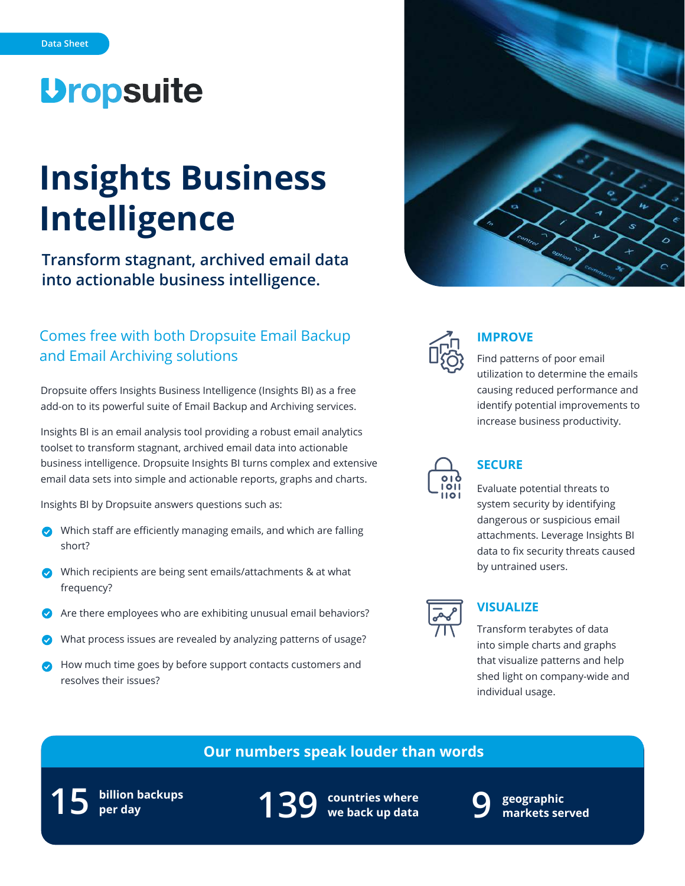Data Sheet

Dropsuite

# Insights Business Intelligence

## Transform stagnant, archived email data into actionable business intelligence.

### Comes free with both Dropsuite Email Backup and Email Archiving solutions

Dropsuite offers Insights Business Intelligence (Insights BI) as a free add-on to its powerful suite of Email Backup and Archiving services.

Insights BI is an email analysis tool providing a robust email analytics toolset to transform stagnant, archived email data into actionable business intelligence. Dropsuite Insights BI turns complex and extensive email data sets into simple and actionable reports, graphs and charts.

Insights BI by Dropsuite answers questions such as:

- Which staff are efficiently managing emails, and which are falling short?
- Which recipients are being sent emails/attachments & at what frequency?
- Are there employees who are exhibiting unusual email behaviors?
- What process issues are revealed by analyzing patterns of usage?
- How much time goes by before support contacts customers and resolves their issues?

### IMPROVE

Find patterns of poor email utilization to determine the emails causing reduced performance and identify potential improvements to increase business productivity.

### SECURE

Evaluate potential threats to system security by identifying dangerous or suspicious email attachments. Leverage Insights BI data to fix security threats caused by untrained users.

### VISUALIZE

Transform terabytes of data into simple charts and graphs that visualize patterns and help shed light on company-wide and individual usage.

## Our numbers speak louder than words

**15** billion backups per day

**139** countries where we back up data

**9** geographic markets served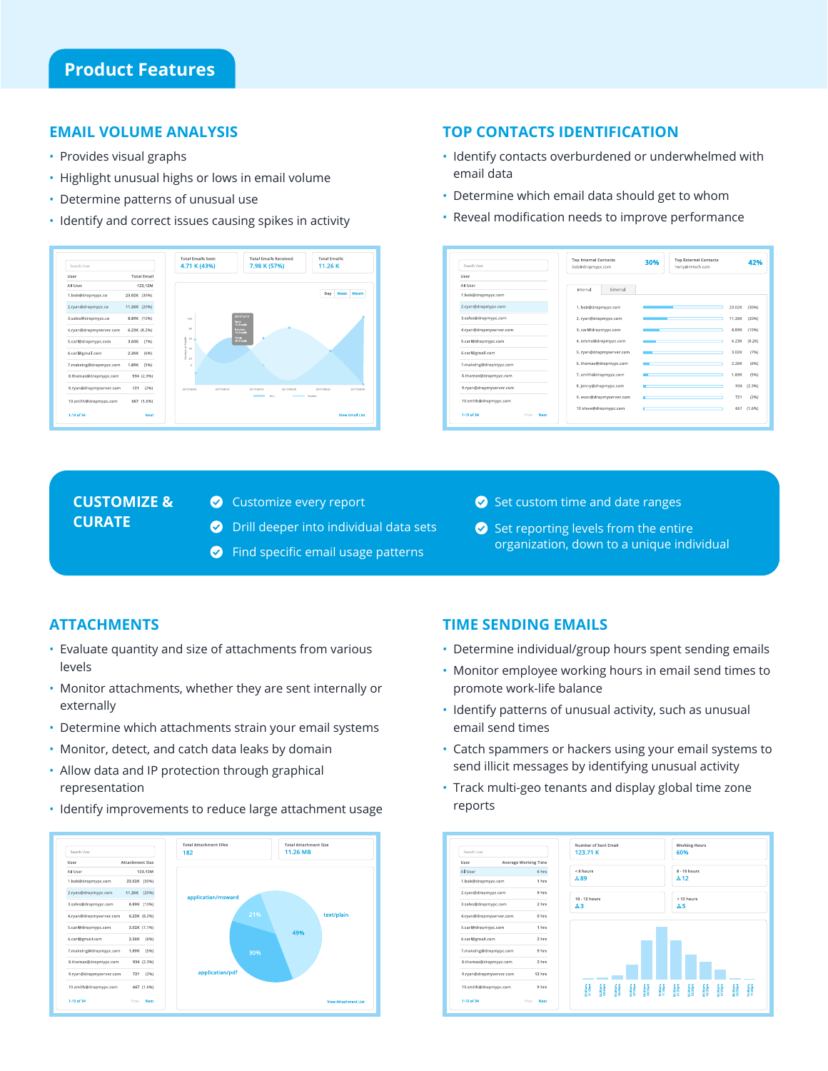# Product Features

## EMAIL VOLUME ANALYSIS

- Provides visual graphs
- Highlight unusual highs or lows in email volume
- Determine patterns of unusual use
- Identify and correct issues causing spikes in activity

## TOP CONTACTS IDENTIFICATION

- Identify contacts overburdened or underwhelmed with email data
- Determine which email data should get to whom
- Reveal modification needs to improve performance

## CUSTOMIZE & CURATE

- Customize every report
- Drill deeper into individual data sets
- Find specific email usage patterns
- Set custom time and date ranges
- Set reporting levels from the entire organization, down to a unique individual

## ATTACHMENTS

- Evaluate quantity and size of attachments from various levels
- Monitor attachments, whether they are sent internally or externally
- Determine which attachments strain your email systems
- Monitor, detect, and catch data leaks by domain
- Allow data and IP protection through graphical representation
- Identify improvements to reduce large attachment usage

## TIME SENDING EMAILS

- Determine individual/group hours spent sending emails
- Monitor employee working hours in email send times to promote work-life balance
- Identify patterns of unusual activity, such as unusual email send times
- Catch spammers or hackers using your email systems to send illicit messages by identifying unusual activity
- Track multi-geo tenants and display global time zone reports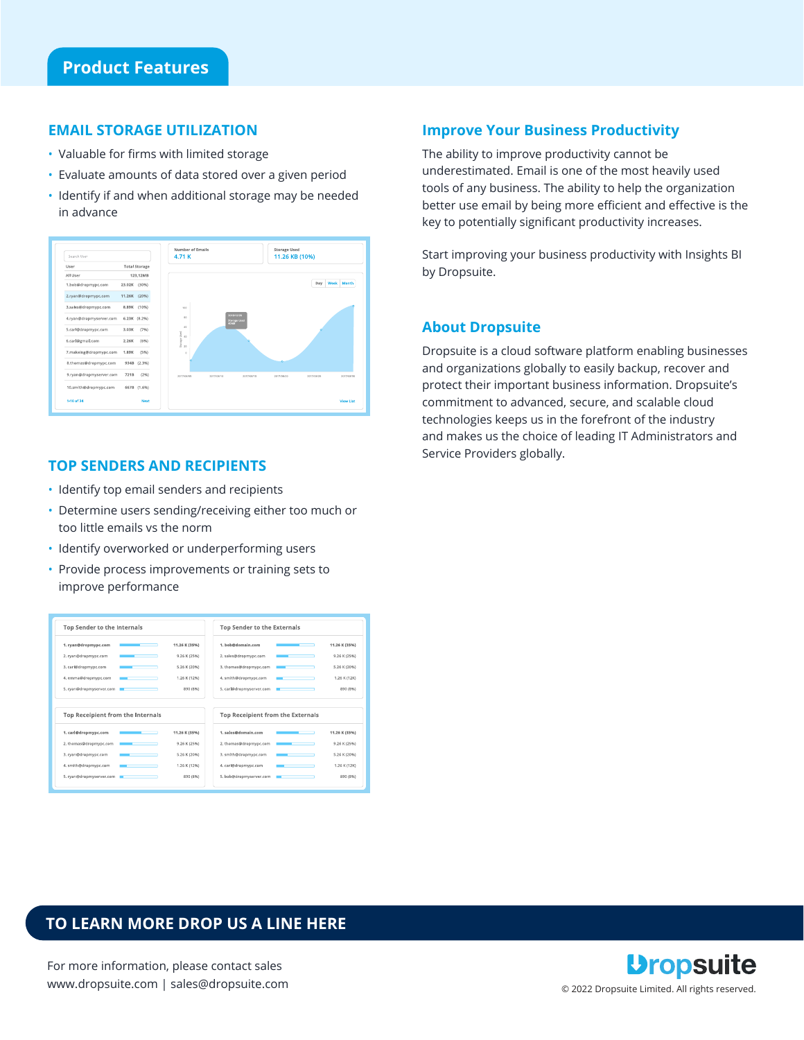# Product Features

## EMAIL STORAGE UTILIZATION

- Valuable for firms with limited storage
- Evaluate amounts of data stored over a given period
- Identify if and when additional storage may be needed in advance

## TOP SENDERS AND RECIPIENTS

- Identify top email senders and recipients
- Determine users sending/receiving either too much or too little emails vs the norm
- Identify overworked or underperforming users
- Provide process improvements or training sets to improve performance

## Improve Your Business Productivity

The ability to improve productivity cannot be underestimated. Email is one of the most heavily used tools of any business. The ability to help the organization better use email by being more efficient and effective is the key to potentially significant productivity increases.

Start improving your business productivity with Insights BI by Dropsuite.

## About Dropsuite

Dropsuite is a cloud software platform enabling businesses and organizations globally to easily backup, recover and protect their important business information. Dropsuite's commitment to advanced, secure, and scalable cloud technologies keeps us in the forefront of the industry and makes us the choice of leading IT Administrators and Service Providers globally.

## TO LEARN MORE DROP US A LINE HERE

For more information, please contact sales
www.dropsuite.com | sales@dropsuite.com

Dropsuite

© 2022 Dropsuite Limited. All rights reserved.